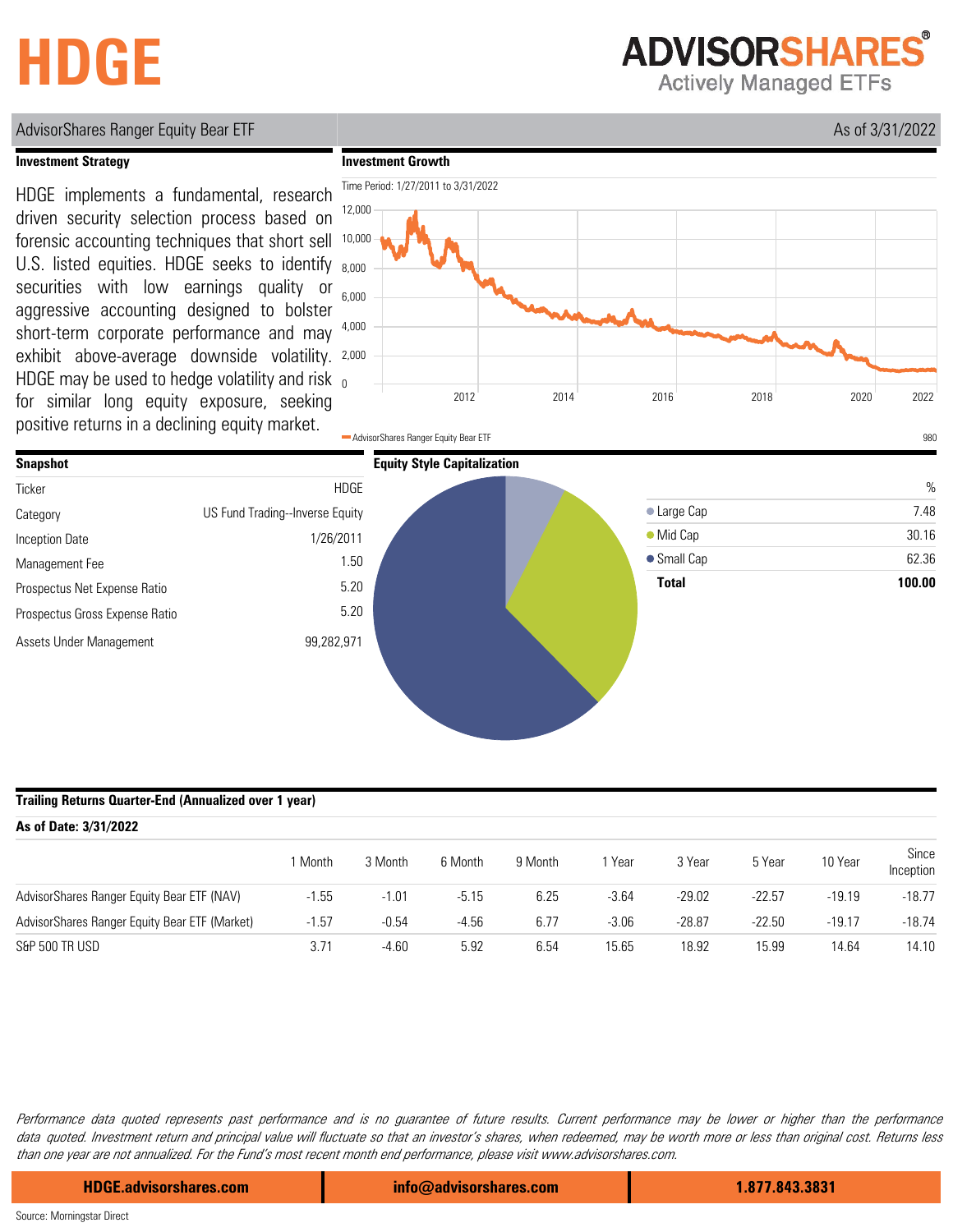# HDGE

ADVISORSHARES®
Actively Managed ETFs

AdvisorShares Ranger Equity Bear ETF

As of 3/31/2022

## Investment Strategy

HDGE implements a fundamental, research driven security selection process based on forensic accounting techniques that short sell U.S. listed equities. HDGE seeks to identify securities with low earnings quality or aggressive accounting designed to bolster short-term corporate performance and may exhibit above-average downside volatility. HDGE may be used to hedge volatility and risk for similar long equity exposure, seeking positive returns in a declining equity market.

## Investment Growth

Time Period: 1/27/2011 to 3/31/2022

AdvisorShares Ranger Equity Bear ETF: 980

## Snapshot

| | |
|---|---|
| Ticker | HDGE |
| Category | US Fund Trading--Inverse Equity |
| Inception Date | 1/26/2011 |
| Management Fee | 1.50 |
| Prospectus Net Expense Ratio | 5.20 |
| Prospectus Gross Expense Ratio | 5.20 |
| Assets Under Management | 99,282,971 |

## Equity Style Capitalization

| | % |
|---|---|
| Large Cap | 7.48 |
| Mid Cap | 30.16 |
| Small Cap | 62.36 |
| **Total** | **100.00** |

## Trailing Returns Quarter-End (Annualized over 1 year)

**As of Date: 3/31/2022**

| | 1 Month | 3 Month | 6 Month | 9 Month | 1 Year | 3 Year | 5 Year | 10 Year | Since Inception |
|---|---|---|---|---|---|---|---|---|---|
| AdvisorShares Ranger Equity Bear ETF (NAV) | -1.55 | -1.01 | -5.15 | 6.25 | -3.64 | -29.02 | -22.57 | -19.19 | -18.77 |
| AdvisorShares Ranger Equity Bear ETF (Market) | -1.57 | -0.54 | -4.56 | 6.77 | -3.06 | -28.87 | -22.50 | -19.17 | -18.74 |
| S&P 500 TR USD | 3.71 | -4.60 | 5.92 | 6.54 | 15.65 | 18.92 | 15.99 | 14.64 | 14.10 |

*Performance data quoted represents past performance and is no guarantee of future results. Current performance may be lower or higher than the performance data quoted. Investment return and principal value will fluctuate so that an investor's shares, when redeemed, may be worth more or less than original cost. Returns less than one year are not annualized. For the Fund's most recent month end performance, please visit www.advisorshares.com.*

**HDGE.advisorshares.com** | **info@advisorshares.com** | **1.877.843.3831**

Source: Morningstar Direct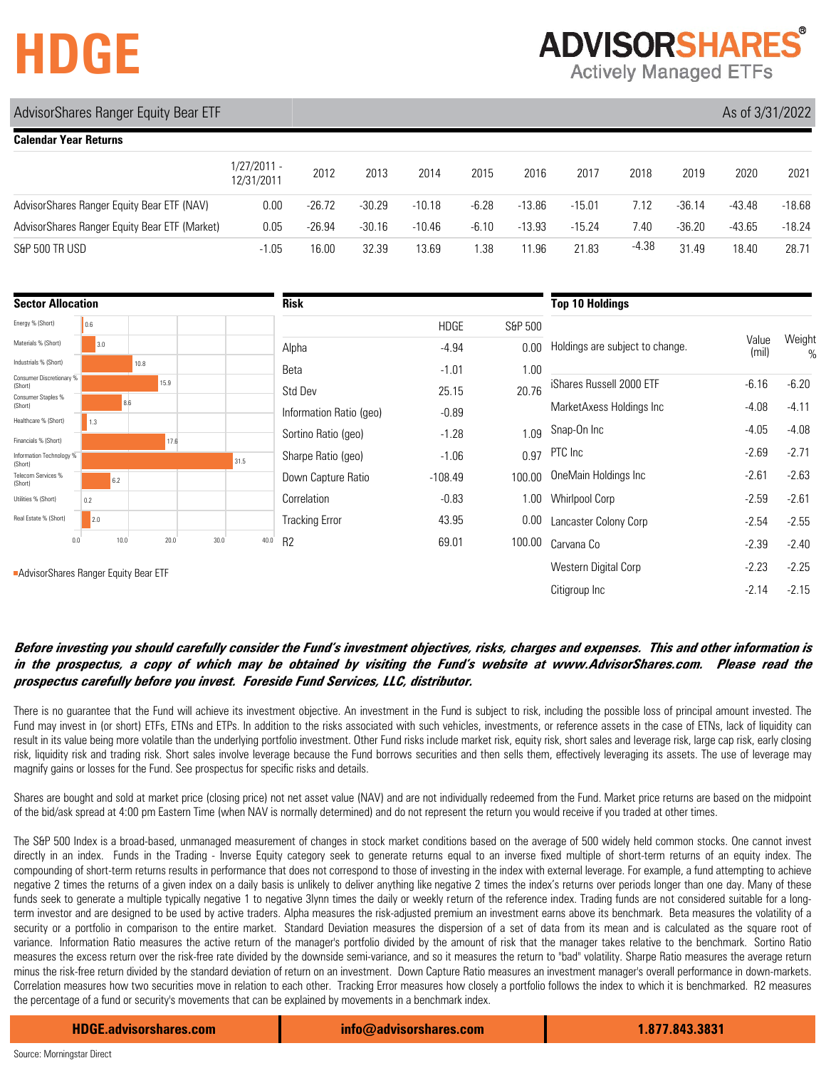# HDGE

**ADVISORSHARES®**
Actively Managed ETFs

AdvisorShares Ranger Equity Bear ETF — As of 3/31/2022

**Calendar Year Returns**

| | 1/27/2011 - 12/31/2011 | 2012 | 2013 | 2014 | 2015 | 2016 | 2017 | 2018 | 2019 | 2020 | 2021 |
|---|---|---|---|---|---|---|---|---|---|---|---|
| AdvisorShares Ranger Equity Bear ETF (NAV) | 0.00 | -26.72 | -30.29 | -10.18 | -6.28 | -13.86 | -15.01 | 7.12 | -36.14 | -43.48 | -18.68 |
| AdvisorShares Ranger Equity Bear ETF (Market) | 0.05 | -26.94 | -30.16 | -10.46 | -6.10 | -13.93 | -15.24 | 7.40 | -36.20 | -43.65 | -18.24 |
| S&P 500 TR USD | -1.05 | 16.00 | 32.39 | 13.69 | 1.38 | 11.96 | 21.83 | -4.38 | 31.49 | 18.40 | 28.71 |

**Sector Allocation**

Energy % (Short) 0.6
Materials % (Short) 3.0
Industrials % (Short) 10.8
Consumer Discretionary % (Short) 15.9
Consumer Staples % (Short) 8.6
Healthcare % (Short) 1.3
Financials % (Short) 17.6
Information Technology % (Short) 31.5
Telecom Services % (Short) 6.2
Utilities % (Short) 0.2
Real Estate % (Short) 2.0

0.0 10.0 20.0 30.0 40.0

AdvisorShares Ranger Equity Bear ETF

**Risk**

| | HDGE | S&P 500 |
|---|---|---|
| Alpha | -4.94 | 0.00 |
| Beta | -1.01 | 1.00 |
| Std Dev | 25.15 | 20.76 |
| Information Ratio (geo) | -0.89 | |
| Sortino Ratio (geo) | -1.28 | 1.09 |
| Sharpe Ratio (geo) | -1.06 | 0.97 |
| Down Capture Ratio | -108.49 | 100.00 |
| Correlation | -0.83 | 1.00 |
| Tracking Error | 43.95 | 0.00 |
| R2 | 69.01 | 100.00 |

**Top 10 Holdings**

| Holdings are subject to change. | Value (mil) | Weight % |
|---|---|---|
| iShares Russell 2000 ETF | -6.16 | -6.20 |
| MarketAxess Holdings Inc | -4.08 | -4.11 |
| Snap-On Inc | -4.05 | -4.08 |
| PTC Inc | -2.69 | -2.71 |
| OneMain Holdings Inc | -2.61 | -2.63 |
| Whirlpool Corp | -2.59 | -2.61 |
| Lancaster Colony Corp | -2.54 | -2.55 |
| Carvana Co | -2.39 | -2.40 |
| Western Digital Corp | -2.23 | -2.25 |
| Citigroup Inc | -2.14 | -2.15 |

***Before investing you should carefully consider the Fund's investment objectives, risks, charges and expenses. This and other information is in the prospectus, a copy of which may be obtained by visiting the Fund's website at www.AdvisorShares.com. Please read the prospectus carefully before you invest. Foreside Fund Services, LLC, distributor.***

There is no guarantee that the Fund will achieve its investment objective. An investment in the Fund is subject to risk, including the possible loss of principal amount invested. The Fund may invest in (or short) ETFs, ETNs and ETPs. In addition to the risks associated with such vehicles, investments, or reference assets in the case of ETNs, lack of liquidity can result in its value being more volatile than the underlying portfolio investment. Other Fund risks include market risk, equity risk, short sales and leverage risk, large cap risk, early closing risk, liquidity risk and trading risk. Short sales involve leverage because the Fund borrows securities and then sells them, effectively leveraging its assets. The use of leverage may magnify gains or losses for the Fund. See prospectus for specific risks and details.

Shares are bought and sold at market price (closing price) not net asset value (NAV) and are not individually redeemed from the Fund. Market price returns are based on the midpoint of the bid/ask spread at 4:00 pm Eastern Time (when NAV is normally determined) and do not represent the return you would receive if you traded at other times.

The S&P 500 Index is a broad-based, unmanaged measurement of changes in stock market conditions based on the average of 500 widely held common stocks. One cannot invest directly in an index. Funds in the Trading - Inverse Equity category seek to generate returns equal to an inverse fixed multiple of short-term returns of an equity index. The compounding of short-term returns results in performance that does not correspond to those of investing in the index with external leverage. For example, a fund attempting to achieve negative 2 times the returns of a given index on a daily basis is unlikely to deliver anything like negative 2 times the index's returns over periods longer than one day. Many of these funds seek to generate a multiple typically negative 1 to negative 3lynn times the daily or weekly return of the reference index. Trading funds are not considered suitable for a long-term investor and are designed to be used by active traders. Alpha measures the risk-adjusted premium an investment earns above its benchmark. Beta measures the volatility of a security or a portfolio in comparison to the entire market. Standard Deviation measures the dispersion of a set of data from its mean and is calculated as the square root of variance. Information Ratio measures the active return of the manager's portfolio divided by the amount of risk that the manager takes relative to the benchmark. Sortino Ratio measures the excess return over the risk-free rate divided by the downside semi-variance, and so it measures the return to "bad" volatility. Sharpe Ratio measures the average return minus the risk-free return divided by the standard deviation of return on an investment. Down Capture Ratio measures an investment manager's overall performance in down-markets. Correlation measures how two securities move in relation to each other. Tracking Error measures how closely a portfolio follows the index to which it is benchmarked. R2 measures the percentage of a fund or security's movements that can be explained by movements in a benchmark index.

**HDGE.advisorshares.com** | **info@advisorshares.com** | **1.877.843.3831**

Source: Morningstar Direct